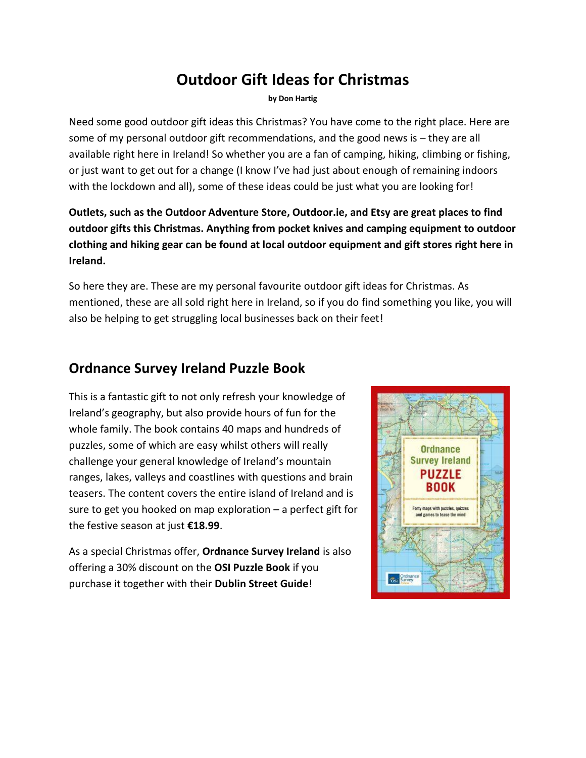# Outdoor Gift Ideas for Christmas

**by Don Hartig**

Need some good outdoor gift ideas this Christmas? You have come to the right place. Here are some of my personal outdoor gift recommendations, and the good news is – they are all available right here in Ireland! So whether you are a fan of camping, hiking, climbing or fishing, or just want to get out for a change (I know I've had just about enough of remaining indoors with the lockdown and all), some of these ideas could be just what you are looking for!

**Outlets, such as the Outdoor Adventure Store, Outdoor.ie, and Etsy are great places to find outdoor gifts this Christmas. Anything from pocket knives and camping equipment to outdoor clothing and hiking gear can be found at local outdoor equipment and gift stores right here in Ireland.**

So here they are. These are my personal favourite outdoor gift ideas for Christmas. As mentioned, these are all sold right here in Ireland, so if you do find something you like, you will also be helping to get struggling local businesses back on their feet!

## Ordnance Survey Ireland Puzzle Book

This is a fantastic gift to not only refresh your knowledge of Ireland's geography, but also provide hours of fun for the whole family. The book contains 40 maps and hundreds of puzzles, some of which are easy whilst others will really challenge your general knowledge of Ireland's mountain ranges, lakes, valleys and coastlines with questions and brain teasers. The content covers the entire island of Ireland and is sure to get you hooked on map exploration – a perfect gift for the festive season at just **€18.99**.

As a special Christmas offer, **Ordnance Survey Ireland** is also offering a 30% discount on the **OSI Puzzle Book** if you purchase it together with their **Dublin Street Guide**!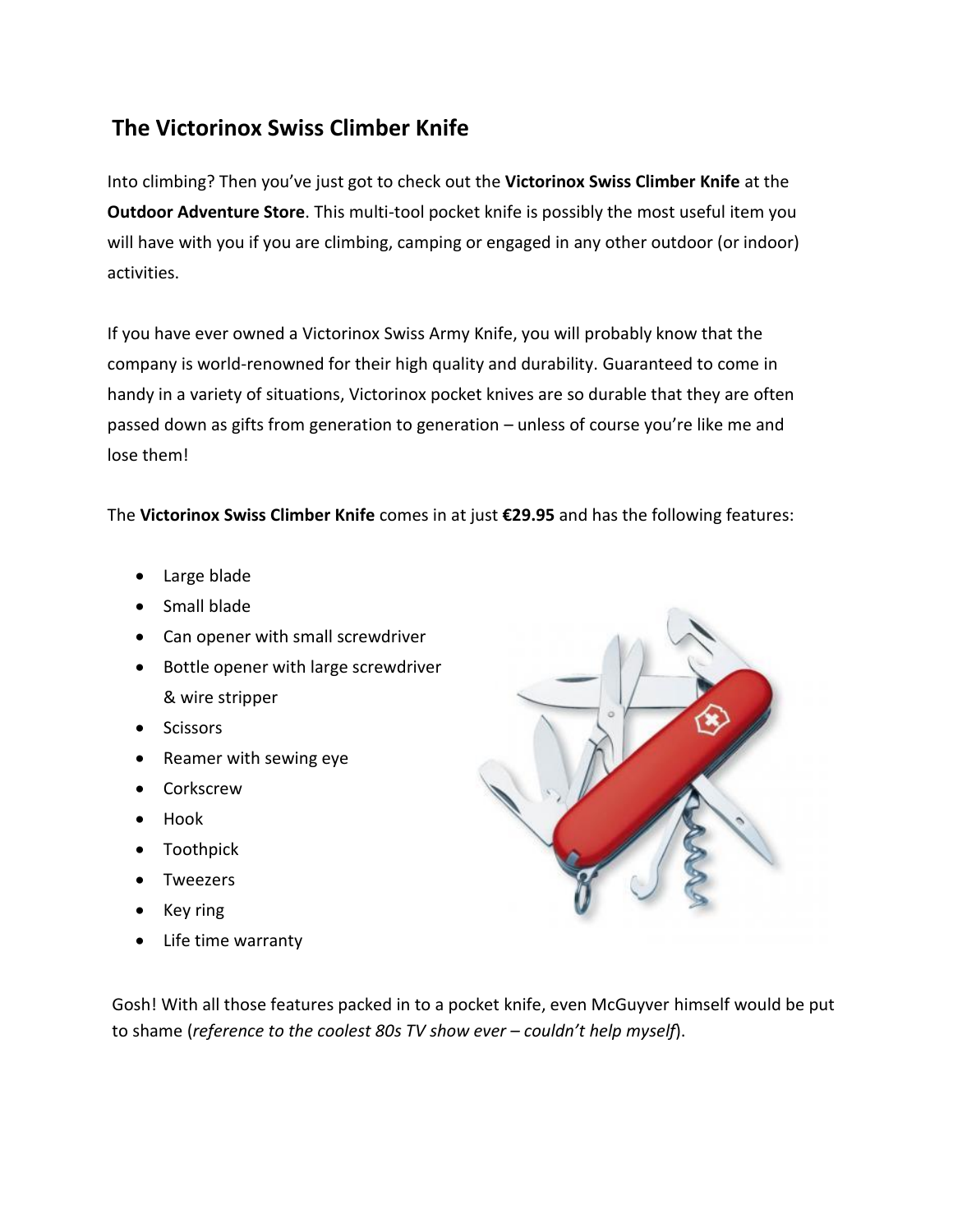## The Victorinox Swiss Climber Knife

Into climbing? Then you've just got to check out the **Victorinox Swiss Climber Knife** at the **Outdoor Adventure Store**. This multi-tool pocket knife is possibly the most useful item you will have with you if you are climbing, camping or engaged in any other outdoor (or indoor) activities.

If you have ever owned a Victorinox Swiss Army Knife, you will probably know that the company is world-renowned for their high quality and durability. Guaranteed to come in handy in a variety of situations, Victorinox pocket knives are so durable that they are often passed down as gifts from generation to generation – unless of course you're like me and lose them!

The **Victorinox Swiss Climber Knife** comes in at just **€29.95** and has the following features:

- Large blade
- Small blade
- Can opener with small screwdriver
- Bottle opener with large screwdriver & wire stripper
- Scissors
- Reamer with sewing eye
- Corkscrew
- Hook
- Toothpick
- Tweezers
- Key ring
- Life time warranty

Gosh! With all those features packed in to a pocket knife, even McGuyver himself would be put to shame (*reference to the coolest 80s TV show ever – couldn't help myself*).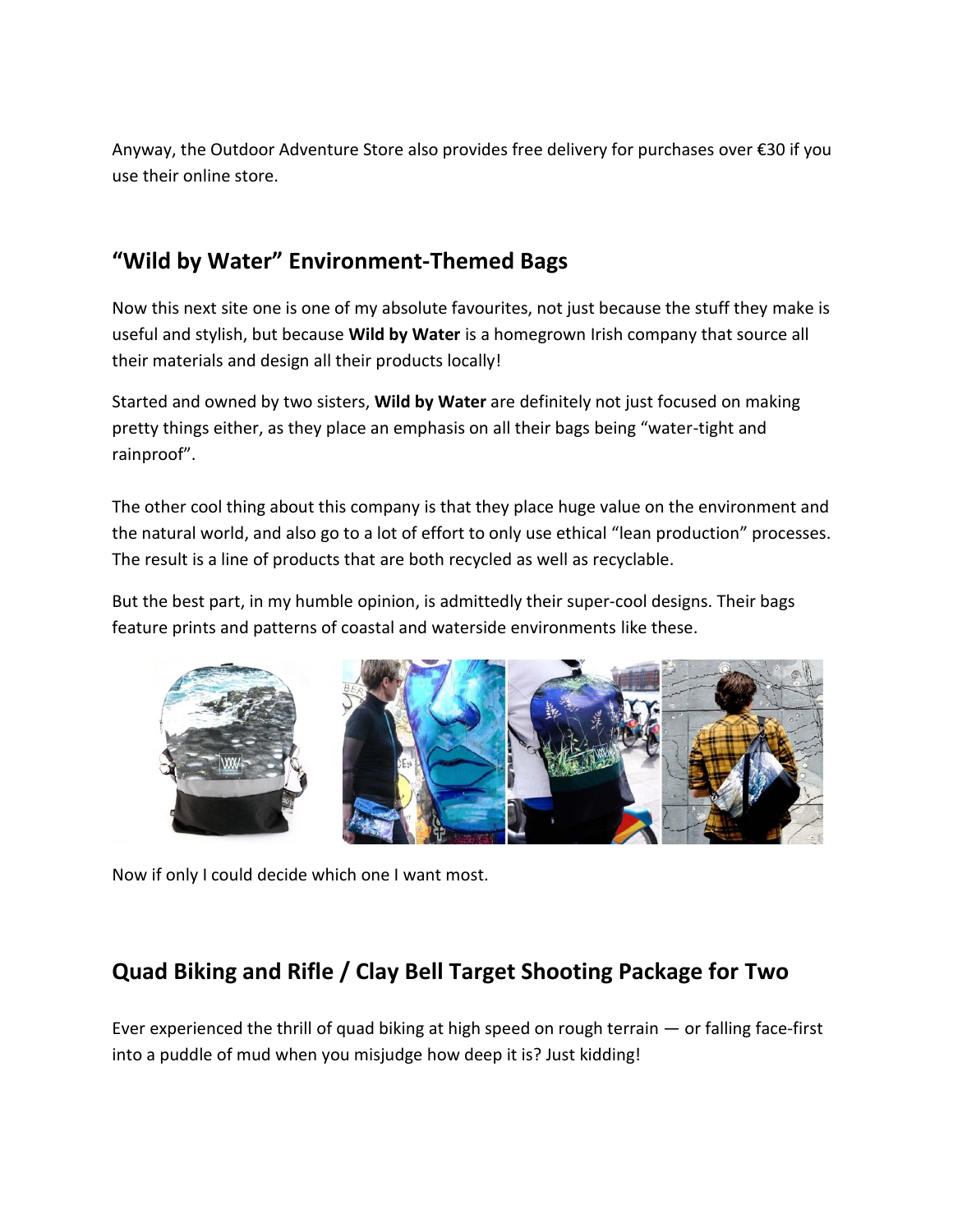Anyway, the Outdoor Adventure Store also provides free delivery for purchases over €30 if you use their online store.

## "Wild by Water" Environment-Themed Bags

Now this next site one is one of my absolute favourites, not just because the stuff they make is useful and stylish, but because **Wild by Water** is a homegrown Irish company that source all their materials and design all their products locally!

Started and owned by two sisters, **Wild by Water** are definitely not just focused on making pretty things either, as they place an emphasis on all their bags being "water-tight and rainproof".

The other cool thing about this company is that they place huge value on the environment and the natural world, and also go to a lot of effort to only use ethical "lean production" processes. The result is a line of products that are both recycled as well as recyclable.

But the best part, in my humble opinion, is admittedly their super-cool designs. Their bags feature prints and patterns of coastal and waterside environments like these.

Now if only I could decide which one I want most.

## Quad Biking and Rifle / Clay Bell Target Shooting Package for Two

Ever experienced the thrill of quad biking at high speed on rough terrain — or falling face-first into a puddle of mud when you misjudge how deep it is? Just kidding!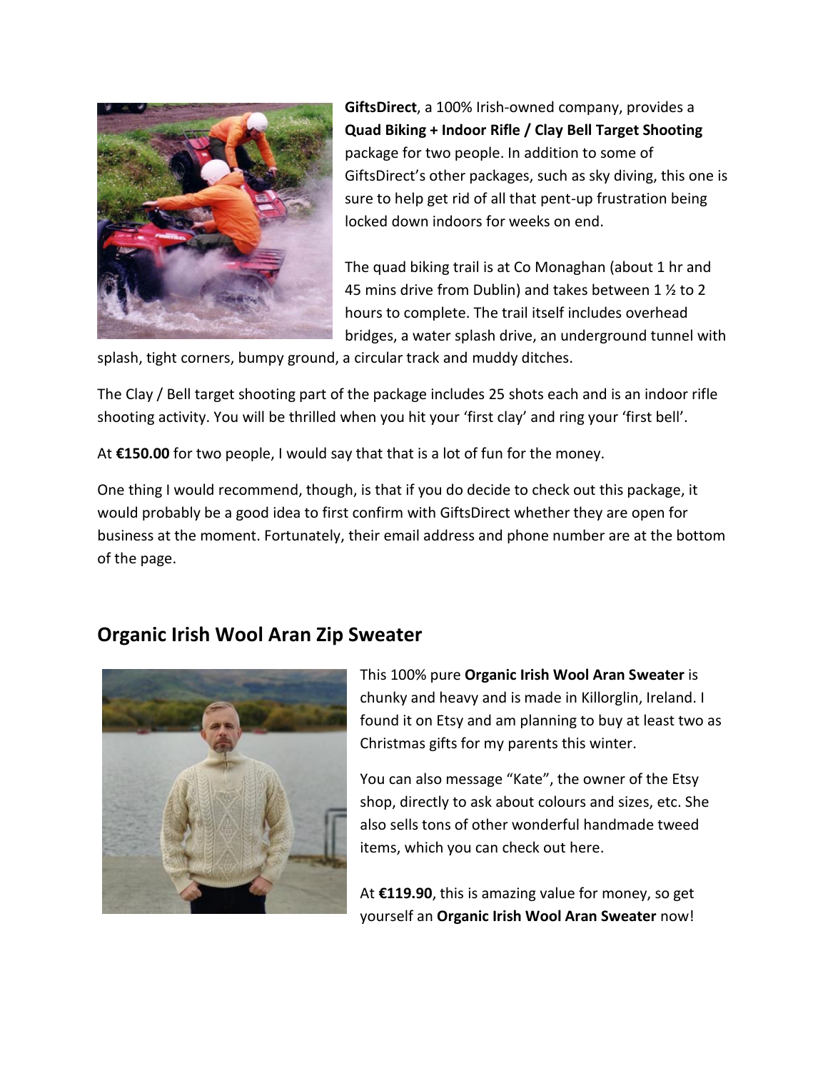**GiftsDirect**, a 100% Irish-owned company, provides a **Quad Biking + Indoor Rifle / Clay Bell Target Shooting** package for two people. In addition to some of GiftsDirect's other packages, such as sky diving, this one is sure to help get rid of all that pent-up frustration being locked down indoors for weeks on end.

The quad biking trail is at Co Monaghan (about 1 hr and 45 mins drive from Dublin) and takes between 1 ½ to 2 hours to complete. The trail itself includes overhead bridges, a water splash drive, an underground tunnel with splash, tight corners, bumpy ground, a circular track and muddy ditches.

The Clay / Bell target shooting part of the package includes 25 shots each and is an indoor rifle shooting activity. You will be thrilled when you hit your 'first clay' and ring your 'first bell'.

At **€150.00** for two people, I would say that that is a lot of fun for the money.

One thing I would recommend, though, is that if you do decide to check out this package, it would probably be a good idea to first confirm with GiftsDirect whether they are open for business at the moment. Fortunately, their email address and phone number are at the bottom of the page.

## Organic Irish Wool Aran Zip Sweater

This 100% pure **Organic Irish Wool Aran Sweater** is chunky and heavy and is made in Killorglin, Ireland. I found it on Etsy and am planning to buy at least two as Christmas gifts for my parents this winter.

You can also message "Kate", the owner of the Etsy shop, directly to ask about colours and sizes, etc. She also sells tons of other wonderful handmade tweed items, which you can check out here.

At **€119.90**, this is amazing value for money, so get yourself an **Organic Irish Wool Aran Sweater** now!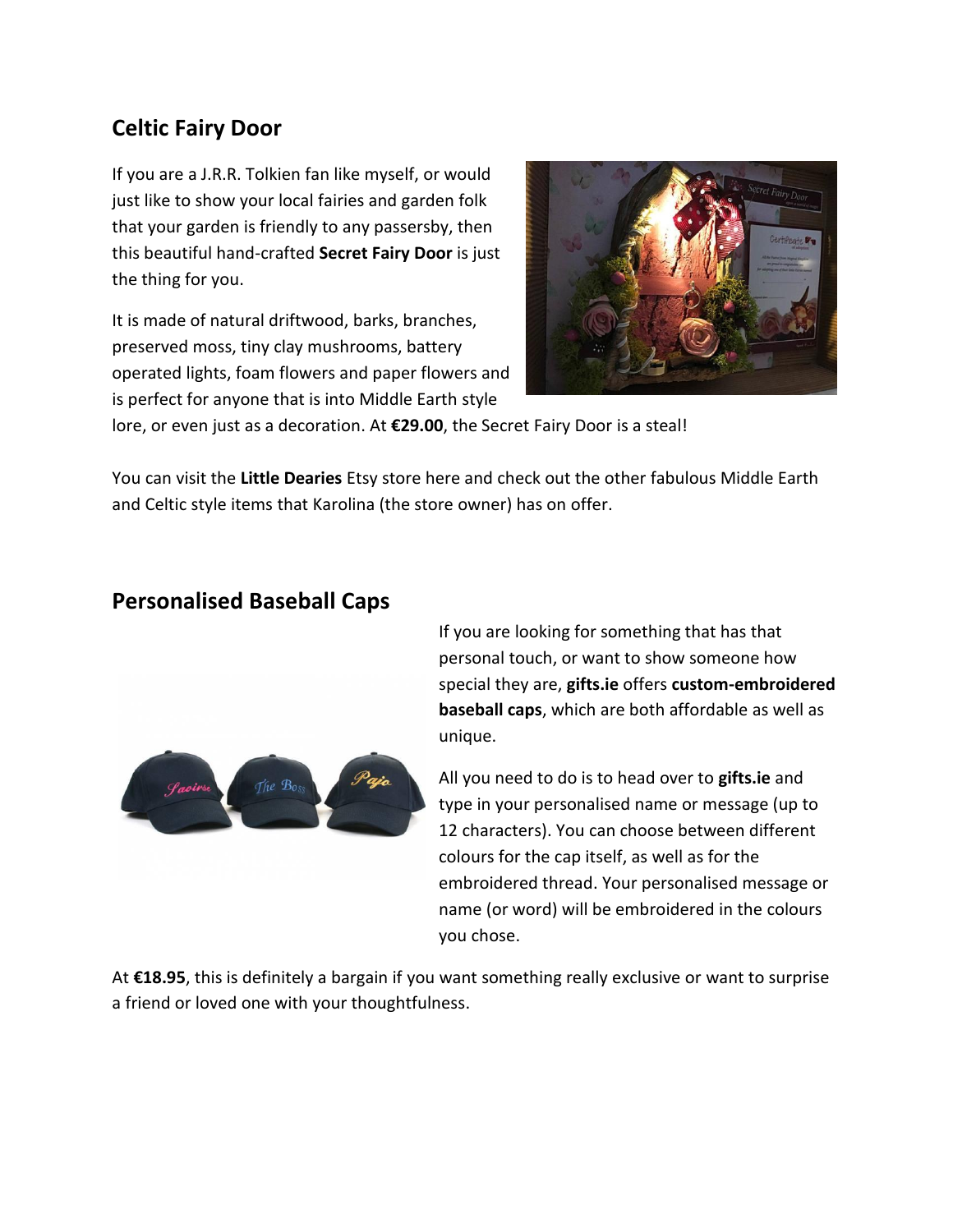## Celtic Fairy Door

If you are a J.R.R. Tolkien fan like myself, or would just like to show your local fairies and garden folk that your garden is friendly to any passersby, then this beautiful hand-crafted **Secret Fairy Door** is just the thing for you.

It is made of natural driftwood, barks, branches, preserved moss, tiny clay mushrooms, battery operated lights, foam flowers and paper flowers and is perfect for anyone that is into Middle Earth style lore, or even just as a decoration. At **€29.00**, the Secret Fairy Door is a steal!

You can visit the **Little Dearies** Etsy store here and check out the other fabulous Middle Earth and Celtic style items that Karolina (the store owner) has on offer.

## Personalised Baseball Caps

If you are looking for something that has that personal touch, or want to show someone how special they are, **gifts.ie** offers **custom-embroidered baseball caps**, which are both affordable as well as unique.

All you need to do is to head over to **gifts.ie** and type in your personalised name or message (up to 12 characters). You can choose between different colours for the cap itself, as well as for the embroidered thread. Your personalised message or name (or word) will be embroidered in the colours you chose.

At **€18.95**, this is definitely a bargain if you want something really exclusive or want to surprise a friend or loved one with your thoughtfulness.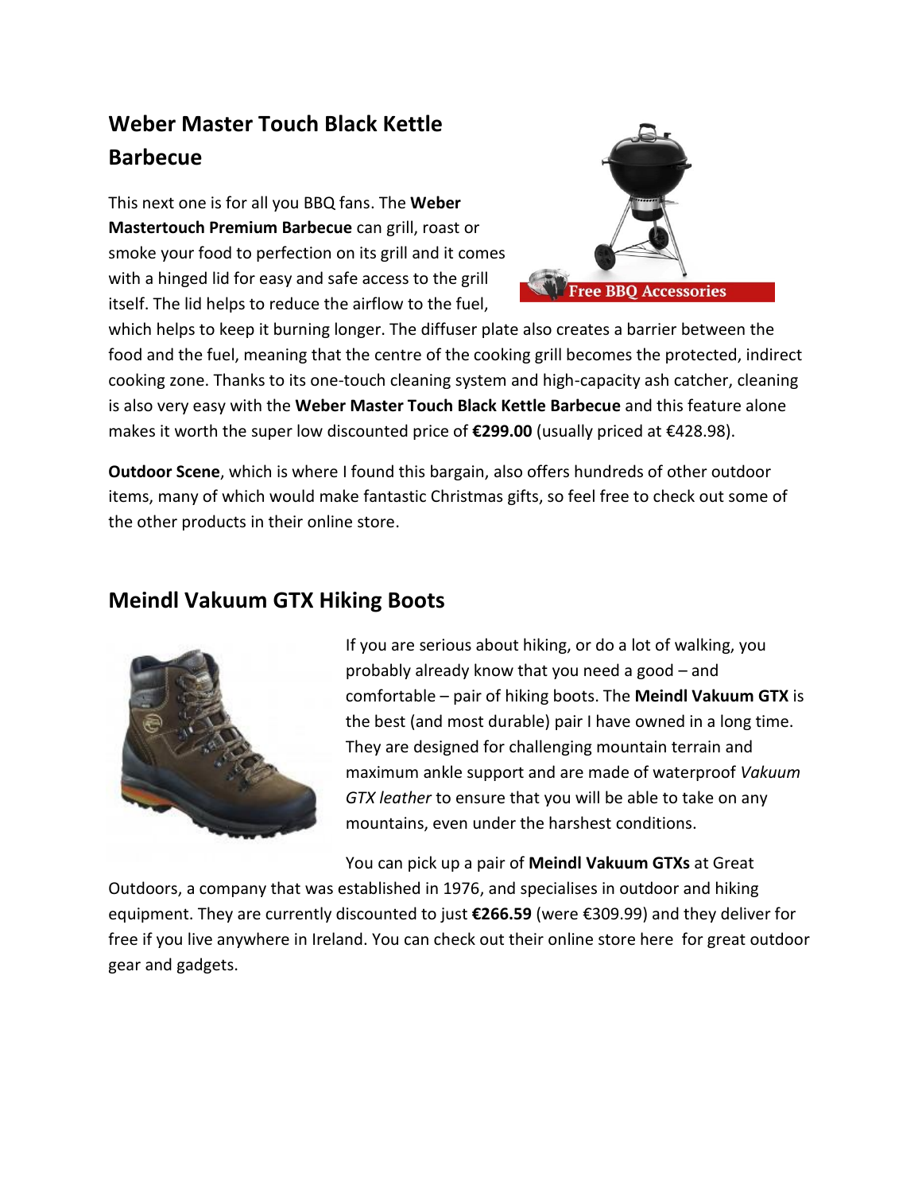## Weber Master Touch Black Kettle Barbecue

This next one is for all you BBQ fans. The **Weber Mastertouch Premium Barbecue** can grill, roast or smoke your food to perfection on its grill and it comes with a hinged lid for easy and safe access to the grill itself. The lid helps to reduce the airflow to the fuel, which helps to keep it burning longer. The diffuser plate also creates a barrier between the food and the fuel, meaning that the centre of the cooking grill becomes the protected, indirect cooking zone. Thanks to its one-touch cleaning system and high-capacity ash catcher, cleaning is also very easy with the **Weber Master Touch Black Kettle Barbecue** and this feature alone makes it worth the super low discounted price of **€299.00** (usually priced at €428.98).

**Outdoor Scene**, which is where I found this bargain, also offers hundreds of other outdoor items, many of which would make fantastic Christmas gifts, so feel free to check out some of the other products in their online store.

## Meindl Vakuum GTX Hiking Boots

If you are serious about hiking, or do a lot of walking, you probably already know that you need a good – and comfortable – pair of hiking boots. The **Meindl Vakuum GTX** is the best (and most durable) pair I have owned in a long time. They are designed for challenging mountain terrain and maximum ankle support and are made of waterproof *Vakuum GTX leather* to ensure that you will be able to take on any mountains, even under the harshest conditions.

You can pick up a pair of **Meindl Vakuum GTXs** at Great Outdoors, a company that was established in 1976, and specialises in outdoor and hiking equipment. They are currently discounted to just **€266.59** (were €309.99) and they deliver for free if you live anywhere in Ireland. You can check out their online store here for great outdoor gear and gadgets.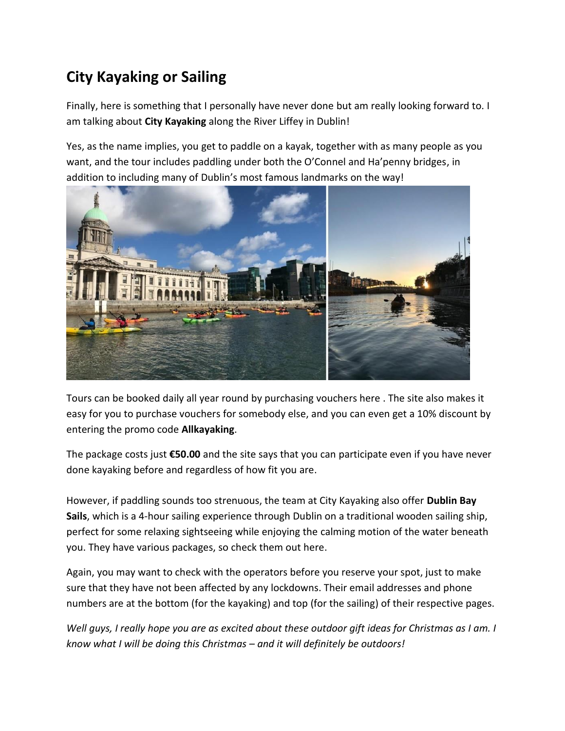## City Kayaking or Sailing

Finally, here is something that I personally have never done but am really looking forward to. I am talking about **City Kayaking** along the River Liffey in Dublin!

Yes, as the name implies, you get to paddle on a kayak, together with as many people as you want, and the tour includes paddling under both the O'Connel and Ha'penny bridges, in addition to including many of Dublin's most famous landmarks on the way!

Tours can be booked daily all year round by purchasing vouchers here . The site also makes it easy for you to purchase vouchers for somebody else, and you can even get a 10% discount by entering the promo code **Allkayaking**.

The package costs just **€50.00** and the site says that you can participate even if you have never done kayaking before and regardless of how fit you are.

However, if paddling sounds too strenuous, the team at City Kayaking also offer **Dublin Bay Sails**, which is a 4-hour sailing experience through Dublin on a traditional wooden sailing ship, perfect for some relaxing sightseeing while enjoying the calming motion of the water beneath you. They have various packages, so check them out here.

Again, you may want to check with the operators before you reserve your spot, just to make sure that they have not been affected by any lockdowns. Their email addresses and phone numbers are at the bottom (for the kayaking) and top (for the sailing) of their respective pages.

*Well guys, I really hope you are as excited about these outdoor gift ideas for Christmas as I am. I know what I will be doing this Christmas – and it will definitely be outdoors!*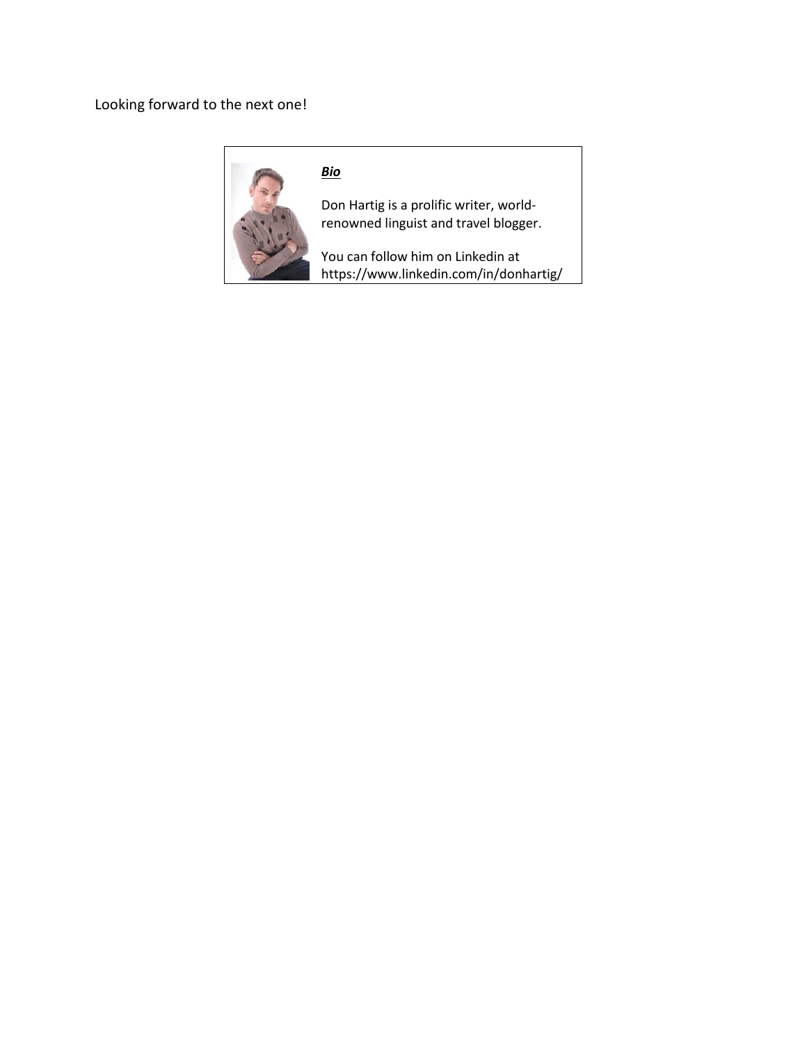Looking forward to the next one!

***Bio***

Don Hartig is a prolific writer, world-renowned linguist and travel blogger.

You can follow him on Linkedin at https://www.linkedin.com/in/donhartig/